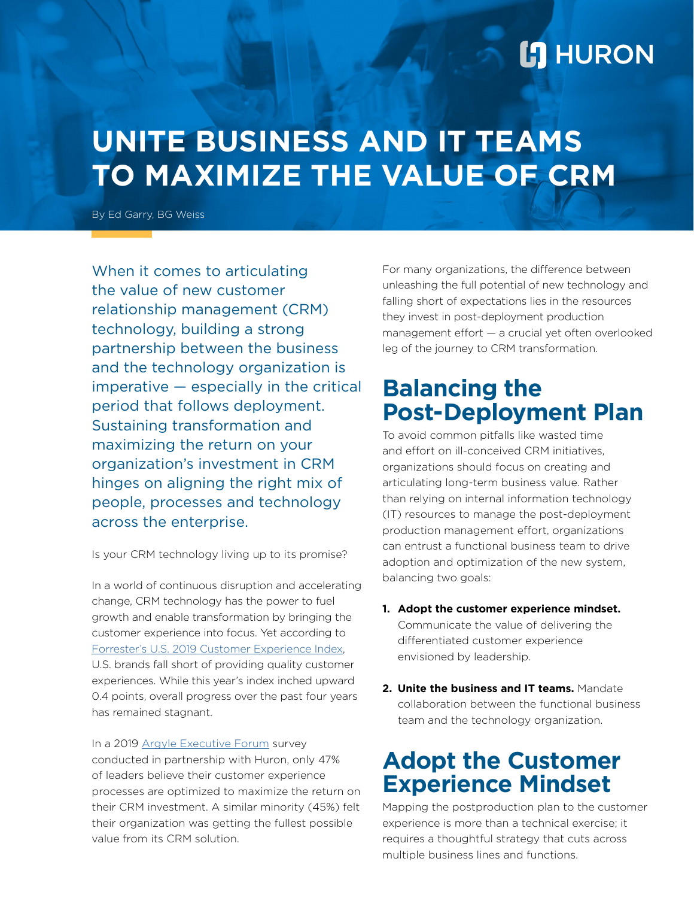# UNITE BUSINESS AND IT TEAMS TO MAXIMIZE THE VALUE OF CRM

By Ed Garry, BG Weiss

When it comes to articulating the value of new customer relationship management (CRM) technology, building a strong partnership between the business and the technology organization is imperative — especially in the critical period that follows deployment. Sustaining transformation and maximizing the return on your organization's investment in CRM hinges on aligning the right mix of people, processes and technology across the enterprise.

Is your CRM technology living up to its promise?

In a world of continuous disruption and accelerating change, CRM technology has the power to fuel growth and enable transformation by bringing the customer experience into focus. Yet according to Forrester's U.S. 2019 Customer Experience Index, U.S. brands fall short of providing quality customer experiences. While this year's index inched upward 0.4 points, overall progress over the past four years has remained stagnant.

In a 2019 Argyle Executive Forum survey conducted in partnership with Huron, only 47% of leaders believe their customer experience processes are optimized to maximize the return on their CRM investment. A similar minority (45%) felt their organization was getting the fullest possible value from its CRM solution.

For many organizations, the difference between unleashing the full potential of new technology and falling short of expectations lies in the resources they invest in post-deployment production management effort — a crucial yet often overlooked leg of the journey to CRM transformation.

## Balancing the Post-Deployment Plan

To avoid common pitfalls like wasted time and effort on ill-conceived CRM initiatives, organizations should focus on creating and articulating long-term business value. Rather than relying on internal information technology (IT) resources to manage the post-deployment production management effort, organizations can entrust a functional business team to drive adoption and optimization of the new system, balancing two goals:

1. **Adopt the customer experience mindset.** Communicate the value of delivering the differentiated customer experience envisioned by leadership.

2. **Unite the business and IT teams.** Mandate collaboration between the functional business team and the technology organization.

## Adopt the Customer Experience Mindset

Mapping the postproduction plan to the customer experience is more than a technical exercise; it requires a thoughtful strategy that cuts across multiple business lines and functions.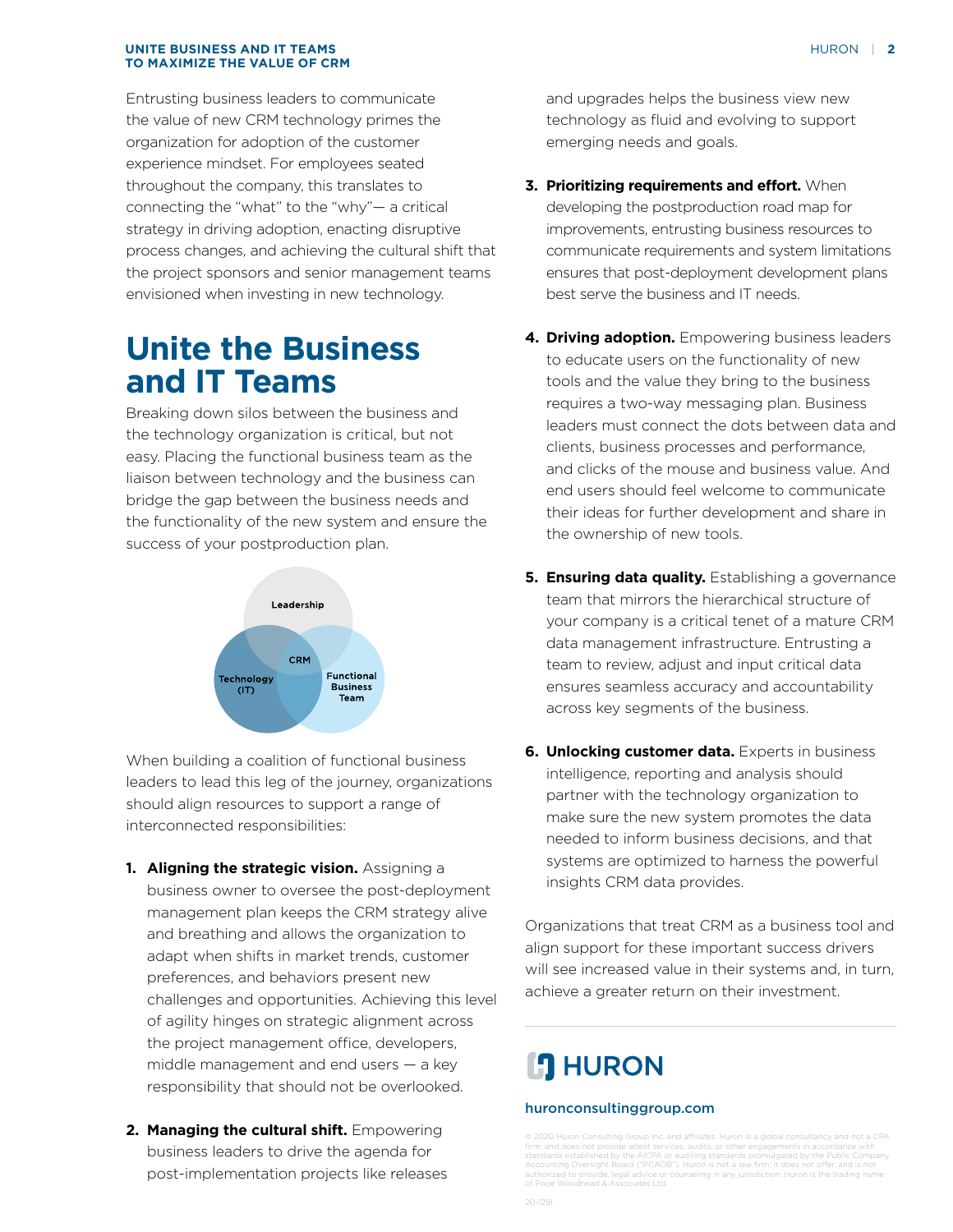Entrusting business leaders to communicate the value of new CRM technology primes the organization for adoption of the customer experience mindset. For employees seated throughout the company, this translates to connecting the "what" to the "why"— a critical strategy in driving adoption, enacting disruptive process changes, and achieving the cultural shift that the project sponsors and senior management teams envisioned when investing in new technology.

# Unite the Business and IT Teams

Breaking down silos between the business and the technology organization is critical, but not easy. Placing the functional business team as the liaison between technology and the business can bridge the gap between the business needs and the functionality of the new system and ensure the success of your postproduction plan.

Leadership

CRM

Technology (IT)

Functional Business Team

When building a coalition of functional business leaders to lead this leg of the journey, organizations should align resources to support a range of interconnected responsibilities:

1. **Aligning the strategic vision.** Assigning a business owner to oversee the post-deployment management plan keeps the CRM strategy alive and breathing and allows the organization to adapt when shifts in market trends, customer preferences, and behaviors present new challenges and opportunities. Achieving this level of agility hinges on strategic alignment across the project management office, developers, middle management and end users — a key responsibility that should not be overlooked.

2. **Managing the cultural shift.** Empowering business leaders to drive the agenda for post-implementation projects like releases and upgrades helps the business view new technology as fluid and evolving to support emerging needs and goals.

3. **Prioritizing requirements and effort.** When developing the postproduction road map for improvements, entrusting business resources to communicate requirements and system limitations ensures that post-deployment development plans best serve the business and IT needs.

4. **Driving adoption.** Empowering business leaders to educate users on the functionality of new tools and the value they bring to the business requires a two-way messaging plan. Business leaders must connect the dots between data and clients, business processes and performance, and clicks of the mouse and business value. And end users should feel welcome to communicate their ideas for further development and share in the ownership of new tools.

5. **Ensuring data quality.** Establishing a governance team that mirrors the hierarchical structure of your company is a critical tenet of a mature CRM data management infrastructure. Entrusting a team to review, adjust and input critical data ensures seamless accuracy and accountability across key segments of the business.

6. **Unlocking customer data.** Experts in business intelligence, reporting and analysis should partner with the technology organization to make sure the new system promotes the data needed to inform business decisions, and that systems are optimized to harness the powerful insights CRM data provides.

Organizations that treat CRM as a business tool and align support for these important success drivers will see increased value in their systems and, in turn, achieve a greater return on their investment.

HURON

huronconsultinggroup.com

© 2020 Huron Consulting Group Inc. and affiliates. Huron is a global consultancy and not a CPA firm, and does not provide attest services, audits, or other engagements in accordance with standards established by the AICPA or auditing standards promulgated by the Public Company Accounting Oversight Board ("PCAOB"). Huron is not a law firm; it does not offer, and is not authorized to provide, legal advice or counseling in any jurisdiction. Huron is the trading name of Pope Woodhead & Associates Ltd.

20-1291